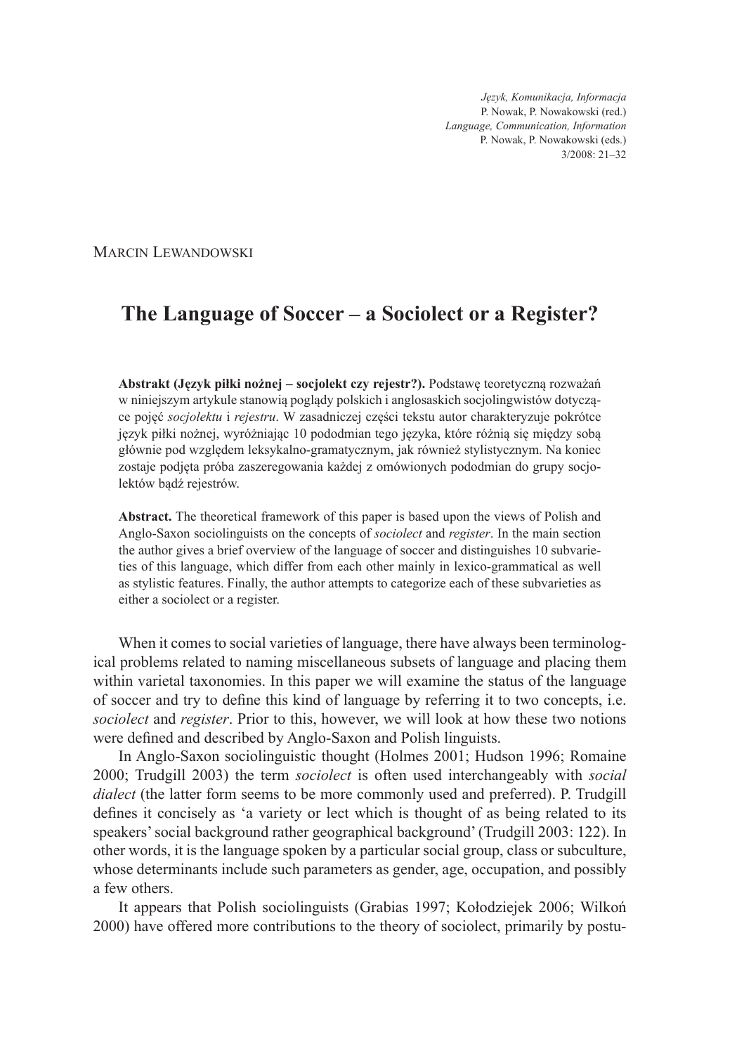MARCIN LEWANDOWSKI

# The Language of Soccer – a Sociolect or a Register?

**Abstrakt (Język piłki nożnej – socjolekt czy rejestr?).** Podstawę teoretyczną rozważań w niniejszym artykule stanowią poglądy polskich i anglosaskich socjolingwistów dotyczące pojęć *socjolektu* i *rejestru*. W zasadniczej części tekstu autor charakteryzuje pokrótce język piłki nożnej, wyróżniając 10 pododmian tego języka, które różnią się między sobą głównie pod względem leksykalno-gramatycznym, jak również stylistycznym. Na koniec zostaje podjęta próba zaszeregowania każdej z omówionych pododmian do grupy socjolektów bądź rejestrów.

**Abstract.** The theoretical framework of this paper is based upon the views of Polish and Anglo-Saxon sociolinguists on the concepts of *sociolect* and *register*. In the main section the author gives a brief overview of the language of soccer and distinguishes 10 subvarieties of this language, which differ from each other mainly in lexico-grammatical as well as stylistic features. Finally, the author attempts to categorize each of these subvarieties as either a sociolect or a register.

When it comes to social varieties of language, there have always been terminological problems related to naming miscellaneous subsets of language and placing them within varietal taxonomies. In this paper we will examine the status of the language of soccer and try to define this kind of language by referring it to two concepts, i.e. *sociolect* and *register*. Prior to this, however, we will look at how these two notions were defined and described by Anglo-Saxon and Polish linguists.

In Anglo-Saxon sociolinguistic thought (Holmes 2001; Hudson 1996; Romaine 2000; Trudgill 2003) the term *sociolect* is often used interchangeably with *social dialect* (the latter form seems to be more commonly used and preferred). P. Trudgill defines it concisely as 'a variety or lect which is thought of as being related to its speakers' social background rather geographical background' (Trudgill 2003: 122). In other words, it is the language spoken by a particular social group, class or subculture, whose determinants include such parameters as gender, age, occupation, and possibly a few others.

It appears that Polish sociolinguists (Grabias 1997; Kołodziejek 2006; Wilkoń 2000) have offered more contributions to the theory of sociolect, primarily by postu-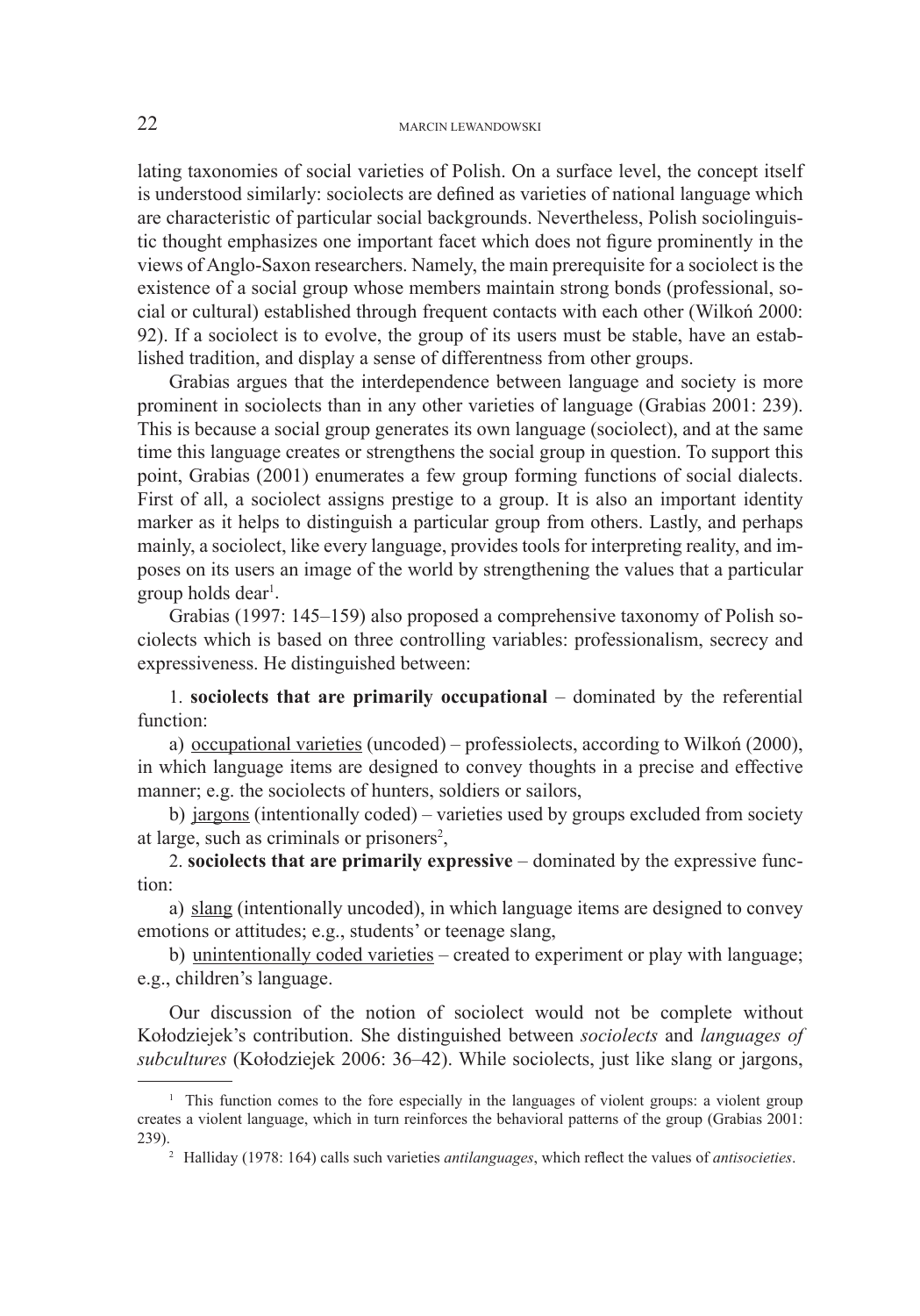lating taxonomies of social varieties of Polish. On a surface level, the concept itself is understood similarly: sociolects are defined as varieties of national language which are characteristic of particular social backgrounds. Nevertheless, Polish sociolinguistic thought emphasizes one important facet which does not figure prominently in the views of Anglo-Saxon researchers. Namely, the main prerequisite for a sociolect is the existence of a social group whose members maintain strong bonds (professional, social or cultural) established through frequent contacts with each other (Wilkoń 2000: 92). If a sociolect is to evolve, the group of its users must be stable, have an established tradition, and display a sense of differentness from other groups.

Grabias argues that the interdependence between language and society is more prominent in sociolects than in any other varieties of language (Grabias 2001: 239). This is because a social group generates its own language (sociolect), and at the same time this language creates or strengthens the social group in question. To support this point, Grabias (2001) enumerates a few group forming functions of social dialects. First of all, a sociolect assigns prestige to a group. It is also an important identity marker as it helps to distinguish a particular group from others. Lastly, and perhaps mainly, a sociolect, like every language, provides tools for interpreting reality, and imposes on its users an image of the world by strengthening the values that a particular group holds dear[1].

Grabias (1997: 145–159) also proposed a comprehensive taxonomy of Polish sociolects which is based on three controlling variables: professionalism, secrecy and expressiveness. He distinguished between:

1. **sociolects that are primarily occupational** – dominated by the referential function:

a) occupational varieties (uncoded) – professiolects, according to Wilkoń (2000), in which language items are designed to convey thoughts in a precise and effective manner; e.g. the sociolects of hunters, soldiers or sailors,

b) jargons (intentionally coded) – varieties used by groups excluded from society at large, such as criminals or prisoners[2],

2. **sociolects that are primarily expressive** – dominated by the expressive function:

a) slang (intentionally uncoded), in which language items are designed to convey emotions or attitudes; e.g., students' or teenage slang,

b) unintentionally coded varieties – created to experiment or play with language; e.g., children's language.

Our discussion of the notion of sociolect would not be complete without Kołodziejek's contribution. She distinguished between *sociolects* and *languages of subcultures* (Kołodziejek 2006: 36–42). While sociolects, just like slang or jargons,

---

[1] This function comes to the fore especially in the languages of violent groups: a violent group creates a violent language, which in turn reinforces the behavioral patterns of the group (Grabias 2001: 239).

[2] Halliday (1978: 164) calls such varieties *antilanguages*, which reflect the values of *antisocieties*.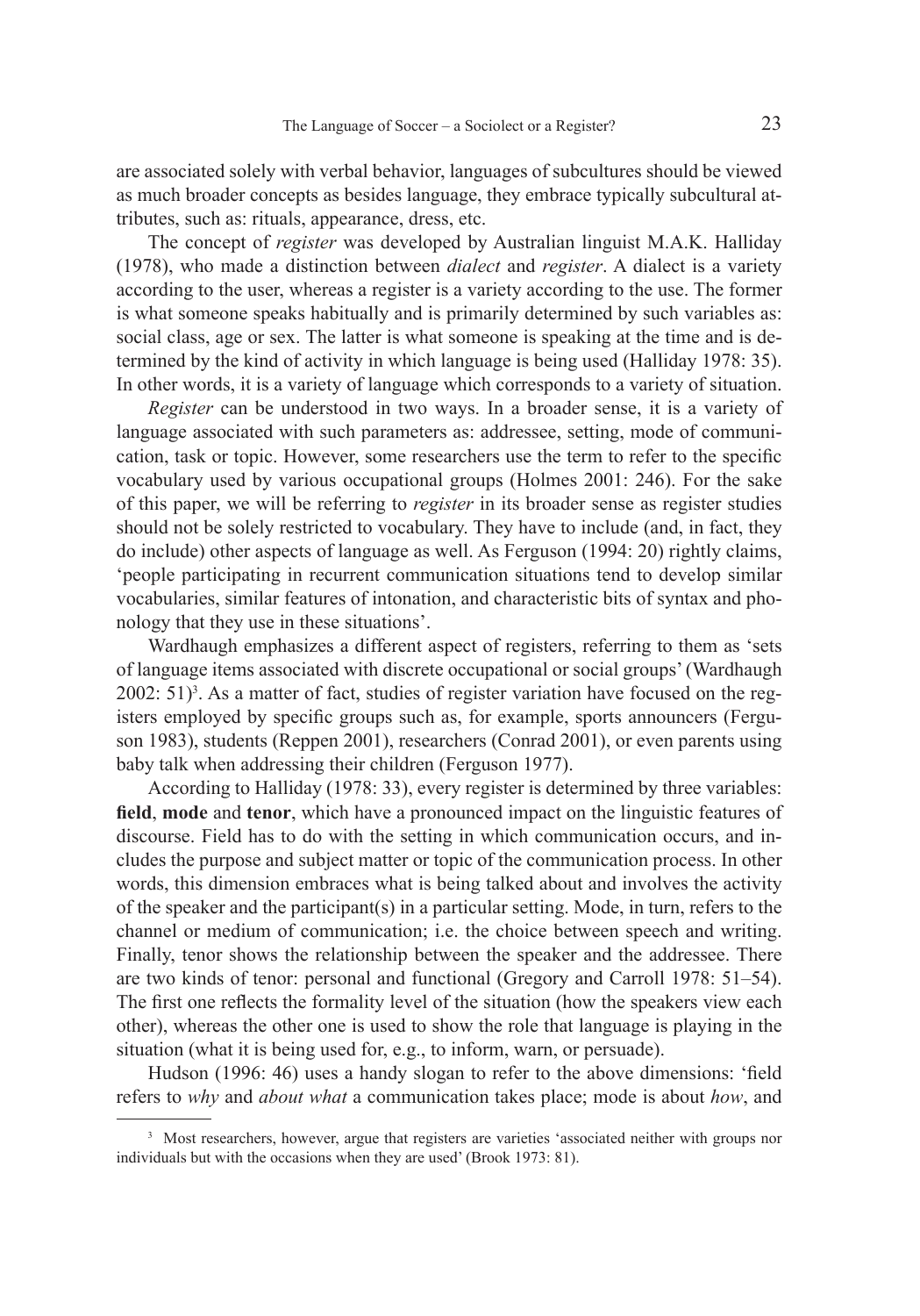are associated solely with verbal behavior, languages of subcultures should be viewed as much broader concepts as besides language, they embrace typically subcultural attributes, such as: rituals, appearance, dress, etc.

The concept of *register* was developed by Australian linguist M.A.K. Halliday (1978), who made a distinction between *dialect* and *register*. A dialect is a variety according to the user, whereas a register is a variety according to the use. The former is what someone speaks habitually and is primarily determined by such variables as: social class, age or sex. The latter is what someone is speaking at the time and is determined by the kind of activity in which language is being used (Halliday 1978: 35). In other words, it is a variety of language which corresponds to a variety of situation.

*Register* can be understood in two ways. In a broader sense, it is a variety of language associated with such parameters as: addressee, setting, mode of communication, task or topic. However, some researchers use the term to refer to the specific vocabulary used by various occupational groups (Holmes 2001: 246). For the sake of this paper, we will be referring to *register* in its broader sense as register studies should not be solely restricted to vocabulary. They have to include (and, in fact, they do include) other aspects of language as well. As Ferguson (1994: 20) rightly claims, 'people participating in recurrent communication situations tend to develop similar vocabularies, similar features of intonation, and characteristic bits of syntax and phonology that they use in these situations'.

Wardhaugh emphasizes a different aspect of registers, referring to them as 'sets of language items associated with discrete occupational or social groups' (Wardhaugh 2002: 51)[3]. As a matter of fact, studies of register variation have focused on the registers employed by specific groups such as, for example, sports announcers (Ferguson 1983), students (Reppen 2001), researchers (Conrad 2001), or even parents using baby talk when addressing their children (Ferguson 1977).

According to Halliday (1978: 33), every register is determined by three variables: **field**, **mode** and **tenor**, which have a pronounced impact on the linguistic features of discourse. Field has to do with the setting in which communication occurs, and includes the purpose and subject matter or topic of the communication process. In other words, this dimension embraces what is being talked about and involves the activity of the speaker and the participant(s) in a particular setting. Mode, in turn, refers to the channel or medium of communication; i.e. the choice between speech and writing. Finally, tenor shows the relationship between the speaker and the addressee. There are two kinds of tenor: personal and functional (Gregory and Carroll 1978: 51–54). The first one reflects the formality level of the situation (how the speakers view each other), whereas the other one is used to show the role that language is playing in the situation (what it is being used for, e.g., to inform, warn, or persuade).

Hudson (1996: 46) uses a handy slogan to refer to the above dimensions: 'field refers to *why* and *about what* a communication takes place; mode is about *how*, and

[3] Most researchers, however, argue that registers are varieties 'associated neither with groups nor individuals but with the occasions when they are used' (Brook 1973: 81).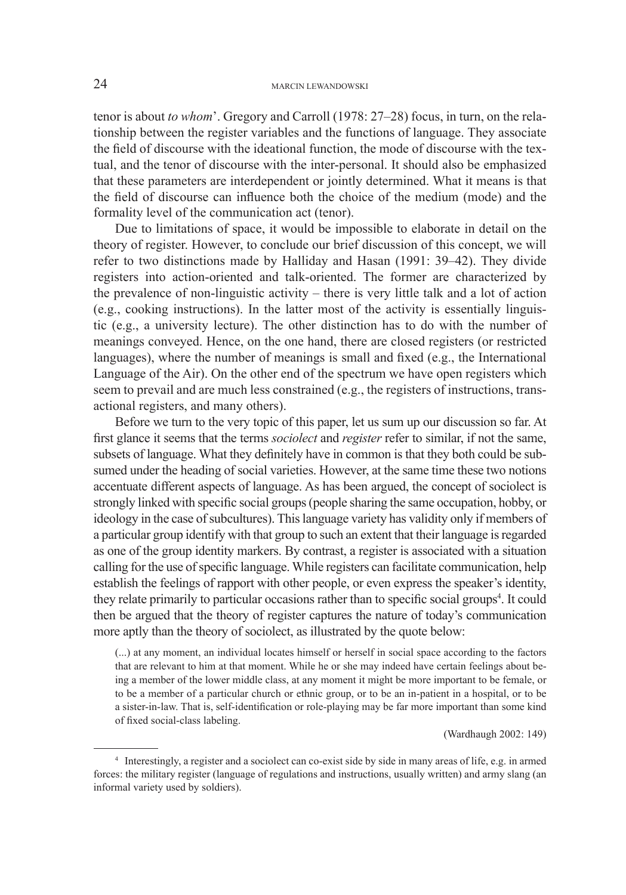tenor is about *to whom*'. Gregory and Carroll (1978: 27–28) focus, in turn, on the relationship between the register variables and the functions of language. They associate the field of discourse with the ideational function, the mode of discourse with the textual, and the tenor of discourse with the inter-personal. It should also be emphasized that these parameters are interdependent or jointly determined. What it means is that the field of discourse can influence both the choice of the medium (mode) and the formality level of the communication act (tenor).

Due to limitations of space, it would be impossible to elaborate in detail on the theory of register. However, to conclude our brief discussion of this concept, we will refer to two distinctions made by Halliday and Hasan (1991: 39–42). They divide registers into action-oriented and talk-oriented. The former are characterized by the prevalence of non-linguistic activity – there is very little talk and a lot of action (e.g., cooking instructions). In the latter most of the activity is essentially linguistic (e.g., a university lecture). The other distinction has to do with the number of meanings conveyed. Hence, on the one hand, there are closed registers (or restricted languages), where the number of meanings is small and fixed (e.g., the International Language of the Air). On the other end of the spectrum we have open registers which seem to prevail and are much less constrained (e.g., the registers of instructions, transactional registers, and many others).

Before we turn to the very topic of this paper, let us sum up our discussion so far. At first glance it seems that the terms *sociolect* and *register* refer to similar, if not the same, subsets of language. What they definitely have in common is that they both could be subsumed under the heading of social varieties. However, at the same time these two notions accentuate different aspects of language. As has been argued, the concept of sociolect is strongly linked with specific social groups (people sharing the same occupation, hobby, or ideology in the case of subcultures). This language variety has validity only if members of a particular group identify with that group to such an extent that their language is regarded as one of the group identity markers. By contrast, a register is associated with a situation calling for the use of specific language. While registers can facilitate communication, help establish the feelings of rapport with other people, or even express the speaker's identity, they relate primarily to particular occasions rather than to specific social groups[4]. It could then be argued that the theory of register captures the nature of today's communication more aptly than the theory of sociolect, as illustrated by the quote below:

> (...) at any moment, an individual locates himself or herself in social space according to the factors that are relevant to him at that moment. While he or she may indeed have certain feelings about being a member of the lower middle class, at any moment it might be more important to be female, or to be a member of a particular church or ethnic group, or to be an in-patient in a hospital, or to be a sister-in-law. That is, self-identification or role-playing may be far more important than some kind of fixed social-class labeling.
>
> (Wardhaugh 2002: 149)

---

[4] Interestingly, a register and a sociolect can co-exist side by side in many areas of life, e.g. in armed forces: the military register (language of regulations and instructions, usually written) and army slang (an informal variety used by soldiers).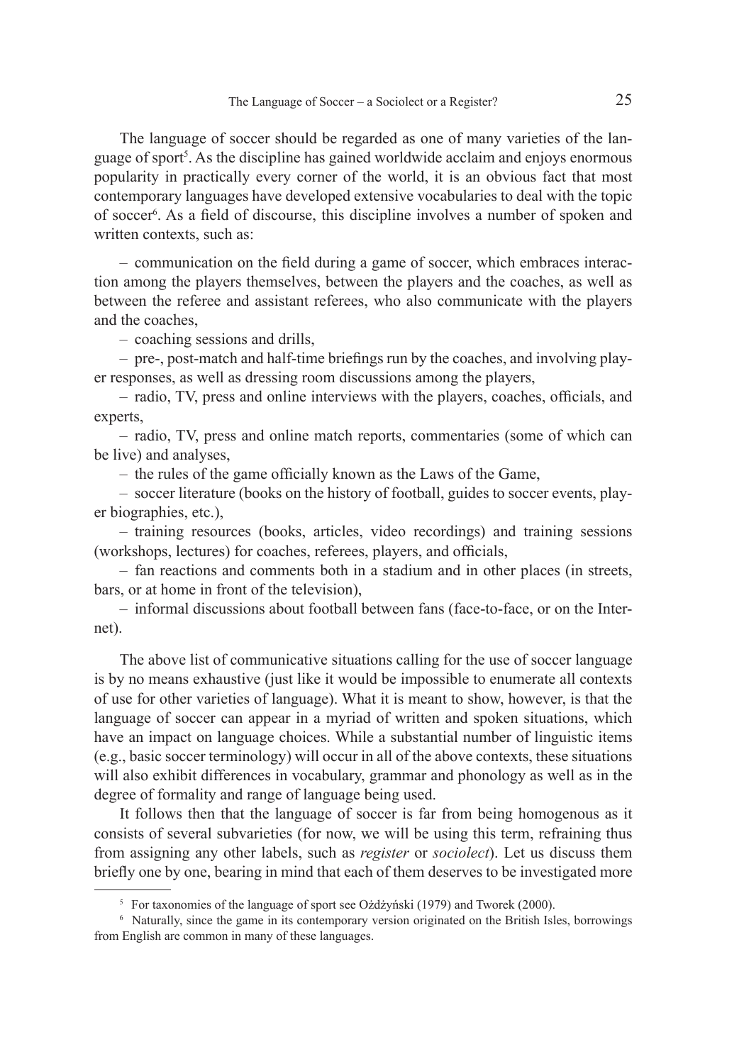The language of soccer should be regarded as one of many varieties of the language of sport[5]. As the discipline has gained worldwide acclaim and enjoys enormous popularity in practically every corner of the world, it is an obvious fact that most contemporary languages have developed extensive vocabularies to deal with the topic of soccer[6]. As a field of discourse, this discipline involves a number of spoken and written contexts, such as:

– communication on the field during a game of soccer, which embraces interaction among the players themselves, between the players and the coaches, as well as between the referee and assistant referees, who also communicate with the players and the coaches,

– coaching sessions and drills,

– pre-, post-match and half-time briefings run by the coaches, and involving player responses, as well as dressing room discussions among the players,

– radio, TV, press and online interviews with the players, coaches, officials, and experts,

– radio, TV, press and online match reports, commentaries (some of which can be live) and analyses,

– the rules of the game officially known as the Laws of the Game,

– soccer literature (books on the history of football, guides to soccer events, player biographies, etc.),

– training resources (books, articles, video recordings) and training sessions (workshops, lectures) for coaches, referees, players, and officials,

– fan reactions and comments both in a stadium and in other places (in streets, bars, or at home in front of the television),

– informal discussions about football between fans (face-to-face, or on the Internet).

The above list of communicative situations calling for the use of soccer language is by no means exhaustive (just like it would be impossible to enumerate all contexts of use for other varieties of language). What it is meant to show, however, is that the language of soccer can appear in a myriad of written and spoken situations, which have an impact on language choices. While a substantial number of linguistic items (e.g., basic soccer terminology) will occur in all of the above contexts, these situations will also exhibit differences in vocabulary, grammar and phonology as well as in the degree of formality and range of language being used.

It follows then that the language of soccer is far from being homogenous as it consists of several subvarieties (for now, we will be using this term, refraining thus from assigning any other labels, such as *register* or *sociolect*). Let us discuss them briefly one by one, bearing in mind that each of them deserves to be investigated more

---

[5] For taxonomies of the language of sport see Ożdżyński (1979) and Tworek (2000).

[6] Naturally, since the game in its contemporary version originated on the British Isles, borrowings from English are common in many of these languages.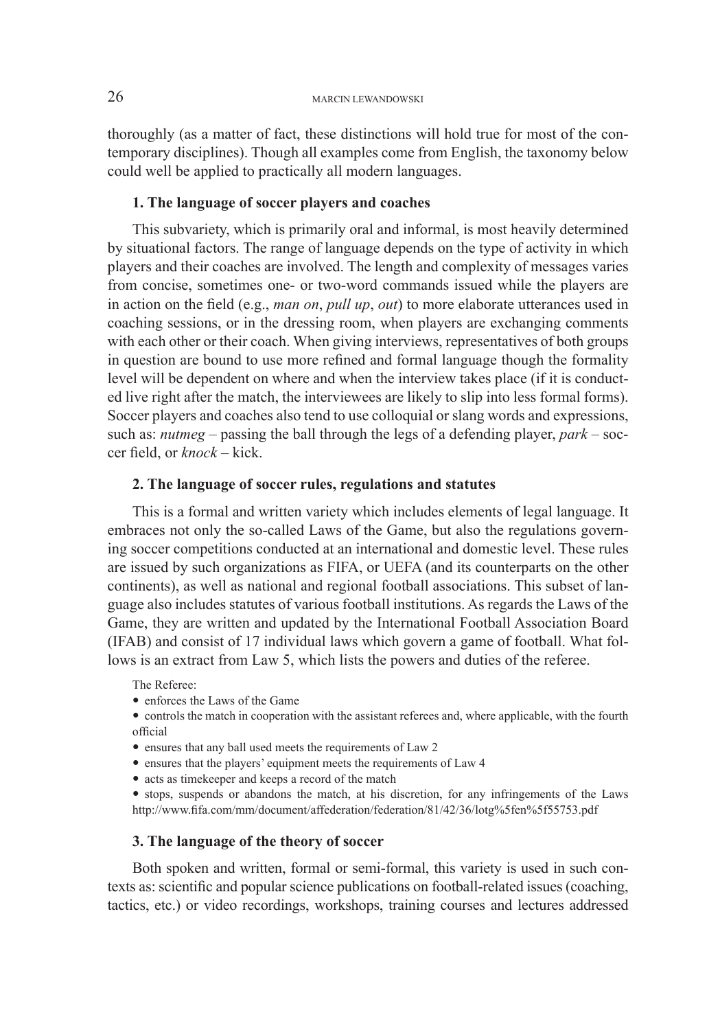thoroughly (as a matter of fact, these distinctions will hold true for most of the contemporary disciplines). Though all examples come from English, the taxonomy below could well be applied to practically all modern languages.

**1. The language of soccer players and coaches**

This subvariety, which is primarily oral and informal, is most heavily determined by situational factors. The range of language depends on the type of activity in which players and their coaches are involved. The length and complexity of messages varies from concise, sometimes one- or two-word commands issued while the players are in action on the field (e.g., *man on*, *pull up*, *out*) to more elaborate utterances used in coaching sessions, or in the dressing room, when players are exchanging comments with each other or their coach. When giving interviews, representatives of both groups in question are bound to use more refined and formal language though the formality level will be dependent on where and when the interview takes place (if it is conducted live right after the match, the interviewees are likely to slip into less formal forms). Soccer players and coaches also tend to use colloquial or slang words and expressions, such as: *nutmeg* – passing the ball through the legs of a defending player, *park* – soccer field, or *knock* – kick.

**2. The language of soccer rules, regulations and statutes**

This is a formal and written variety which includes elements of legal language. It embraces not only the so-called Laws of the Game, but also the regulations governing soccer competitions conducted at an international and domestic level. These rules are issued by such organizations as FIFA, or UEFA (and its counterparts on the other continents), as well as national and regional football associations. This subset of language also includes statutes of various football institutions. As regards the Laws of the Game, they are written and updated by the International Football Association Board (IFAB) and consist of 17 individual laws which govern a game of football. What follows is an extract from Law 5, which lists the powers and duties of the referee.

The Referee:

- enforces the Laws of the Game
- controls the match in cooperation with the assistant referees and, where applicable, with the fourth official
- ensures that any ball used meets the requirements of Law 2
- ensures that the players' equipment meets the requirements of Law 4
- acts as timekeeper and keeps a record of the match
- stops, suspends or abandons the match, at his discretion, for any infringements of the Laws http://www.fifa.com/mm/document/affederation/federation/81/42/36/lotg%5fen%5f55753.pdf

**3. The language of the theory of soccer**

Both spoken and written, formal or semi-formal, this variety is used in such contexts as: scientific and popular science publications on football-related issues (coaching, tactics, etc.) or video recordings, workshops, training courses and lectures addressed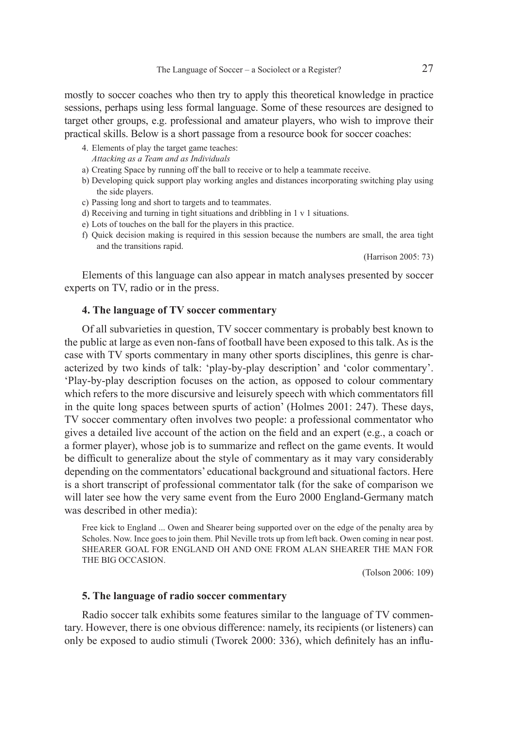mostly to soccer coaches who then try to apply this theoretical knowledge in practice sessions, perhaps using less formal language. Some of these resources are designed to target other groups, e.g. professional and amateur players, who wish to improve their practical skills. Below is a short passage from a resource book for soccer coaches:

> 4. Elements of play the target game teaches:
> *Attacking as a Team and as Individuals*
>
> a) Creating Space by running off the ball to receive or to help a teammate receive.
> b) Developing quick support play working angles and distances incorporating switching play using the side players.
> c) Passing long and short to targets and to teammates.
> d) Receiving and turning in tight situations and dribbling in 1 v 1 situations.
> e) Lots of touches on the ball for the players in this practice.
> f) Quick decision making is required in this session because the numbers are small, the area tight and the transitions rapid.
>
> (Harrison 2005: 73)

Elements of this language can also appear in match analyses presented by soccer experts on TV, radio or in the press.

## 4. The language of TV soccer commentary

Of all subvarieties in question, TV soccer commentary is probably best known to the public at large as even non-fans of football have been exposed to this talk. As is the case with TV sports commentary in many other sports disciplines, this genre is characterized by two kinds of talk: 'play-by-play description' and 'color commentary'. 'Play-by-play description focuses on the action, as opposed to colour commentary which refers to the more discursive and leisurely speech with which commentators fill in the quite long spaces between spurts of action' (Holmes 2001: 247). These days, TV soccer commentary often involves two people: a professional commentator who gives a detailed live account of the action on the field and an expert (e.g., a coach or a former player), whose job is to summarize and reflect on the game events. It would be difficult to generalize about the style of commentary as it may vary considerably depending on the commentators' educational background and situational factors. Here is a short transcript of professional commentator talk (for the sake of comparison we will later see how the very same event from the Euro 2000 England-Germany match was described in other media):

> Free kick to England ... Owen and Shearer being supported over on the edge of the penalty area by Scholes. Now. Ince goes to join them. Phil Neville trots up from left back. Owen coming in near post. SHEARER GOAL FOR ENGLAND OH AND ONE FROM ALAN SHEARER THE MAN FOR THE BIG OCCASION.
>
> (Tolson 2006: 109)

## 5. The language of radio soccer commentary

Radio soccer talk exhibits some features similar to the language of TV commentary. However, there is one obvious difference: namely, its recipients (or listeners) can only be exposed to audio stimuli (Tworek 2000: 336), which definitely has an influ-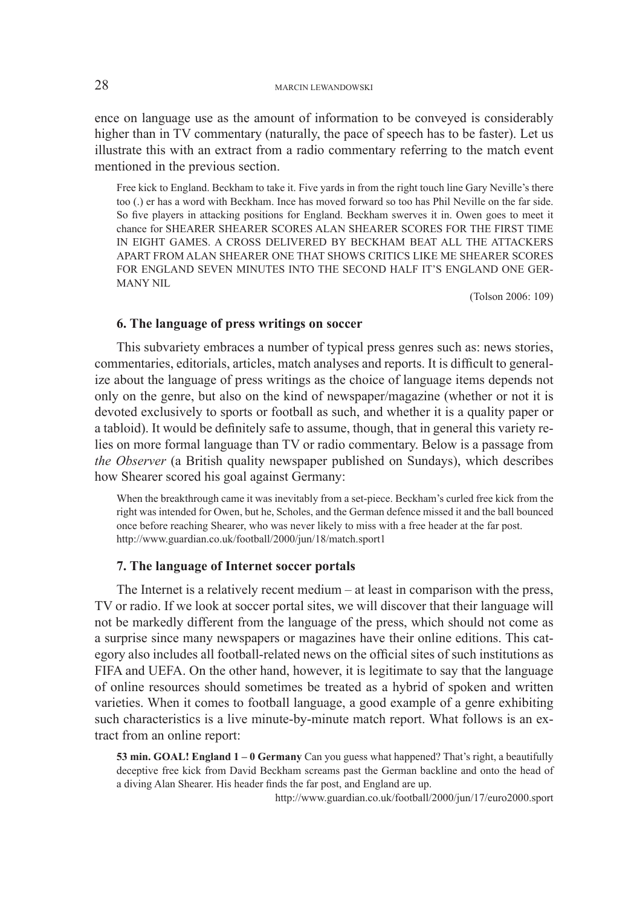ence on language use as the amount of information to be conveyed is considerably higher than in TV commentary (naturally, the pace of speech has to be faster). Let us illustrate this with an extract from a radio commentary referring to the match event mentioned in the previous section.

> Free kick to England. Beckham to take it. Five yards in from the right touch line Gary Neville's there too (.) er has a word with Beckham. Ince has moved forward so too has Phil Neville on the far side. So five players in attacking positions for England. Beckham swerves it in. Owen goes to meet it chance for SHEARER SHEARER SCORES ALAN SHEARER SCORES FOR THE FIRST TIME IN EIGHT GAMES. A CROSS DELIVERED BY BECKHAM BEAT ALL THE ATTACKERS APART FROM ALAN SHEARER ONE THAT SHOWS CRITICS LIKE ME SHEARER SCORES FOR ENGLAND SEVEN MINUTES INTO THE SECOND HALF IT'S ENGLAND ONE GERMANY NIL
>
> (Tolson 2006: 109)

### 6. The language of press writings on soccer

This subvariety embraces a number of typical press genres such as: news stories, commentaries, editorials, articles, match analyses and reports. It is difficult to generalize about the language of press writings as the choice of language items depends not only on the genre, but also on the kind of newspaper/magazine (whether or not it is devoted exclusively to sports or football as such, and whether it is a quality paper or a tabloid). It would be definitely safe to assume, though, that in general this variety relies on more formal language than TV or radio commentary. Below is a passage from *the Observer* (a British quality newspaper published on Sundays), which describes how Shearer scored his goal against Germany:

> When the breakthrough came it was inevitably from a set-piece. Beckham's curled free kick from the right was intended for Owen, but he, Scholes, and the German defence missed it and the ball bounced once before reaching Shearer, who was never likely to miss with a free header at the far post.
> http://www.guardian.co.uk/football/2000/jun/18/match.sport1

### 7. The language of Internet soccer portals

The Internet is a relatively recent medium – at least in comparison with the press, TV or radio. If we look at soccer portal sites, we will discover that their language will not be markedly different from the language of the press, which should not come as a surprise since many newspapers or magazines have their online editions. This category also includes all football-related news on the official sites of such institutions as FIFA and UEFA. On the other hand, however, it is legitimate to say that the language of online resources should sometimes be treated as a hybrid of spoken and written varieties. When it comes to football language, a good example of a genre exhibiting such characteristics is a live minute-by-minute match report. What follows is an extract from an online report:

> **53 min. GOAL! England 1 – 0 Germany** Can you guess what happened? That's right, a beautifully deceptive free kick from David Beckham screams past the German backline and onto the head of a diving Alan Shearer. His header finds the far post, and England are up.
>
> http://www.guardian.co.uk/football/2000/jun/17/euro2000.sport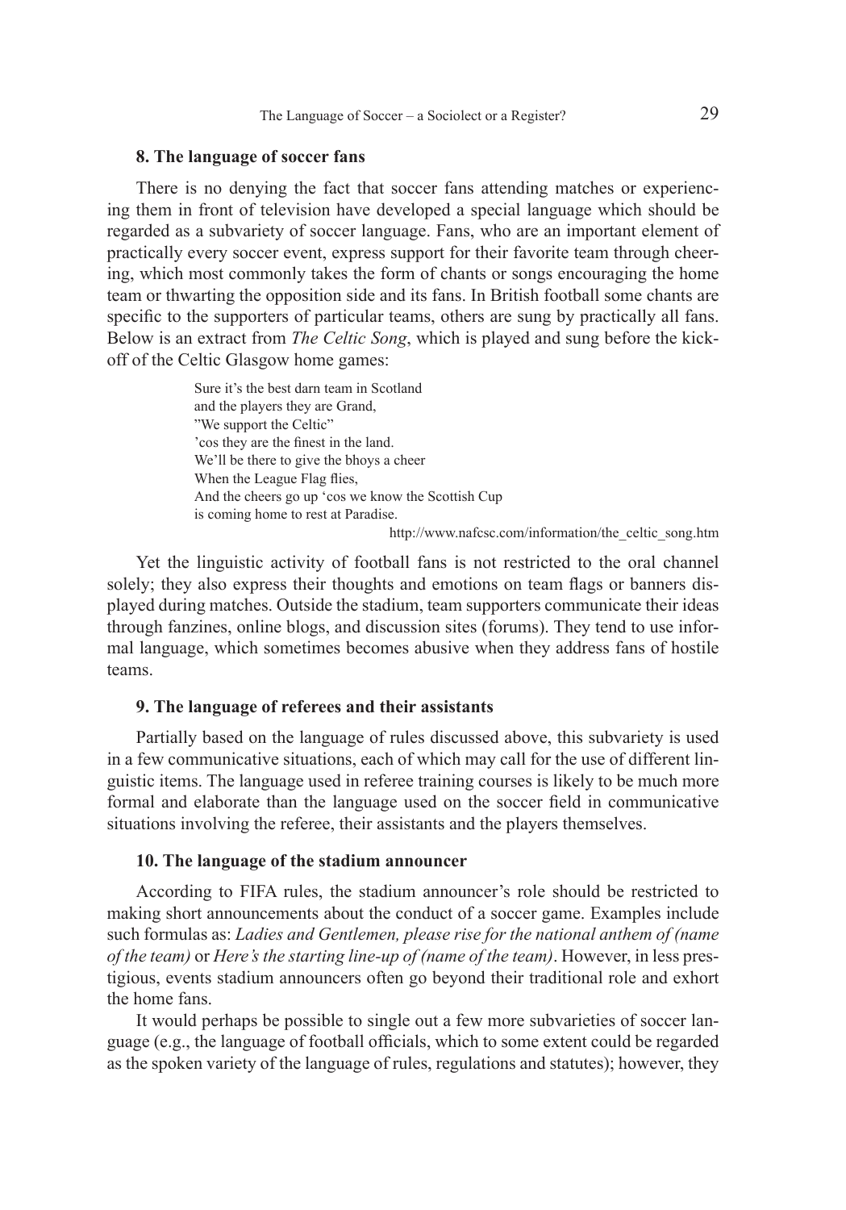### 8. The language of soccer fans

There is no denying the fact that soccer fans attending matches or experiencing them in front of television have developed a special language which should be regarded as a subvariety of soccer language. Fans, who are an important element of practically every soccer event, express support for their favorite team through cheering, which most commonly takes the form of chants or songs encouraging the home team or thwarting the opposition side and its fans. In British football some chants are specific to the supporters of particular teams, others are sung by practically all fans. Below is an extract from *The Celtic Song*, which is played and sung before the kick-off of the Celtic Glasgow home games:

> Sure it's the best darn team in Scotland
> and the players they are Grand,
> "We support the Celtic"
> 'cos they are the finest in the land.
> We'll be there to give the bhoys a cheer
> When the League Flag flies,
> And the cheers go up 'cos we know the Scottish Cup
> is coming home to rest at Paradise.
>
> http://www.nafcsc.com/information/the_celtic_song.htm

Yet the linguistic activity of football fans is not restricted to the oral channel solely; they also express their thoughts and emotions on team flags or banners displayed during matches. Outside the stadium, team supporters communicate their ideas through fanzines, online blogs, and discussion sites (forums). They tend to use informal language, which sometimes becomes abusive when they address fans of hostile teams.

### 9. The language of referees and their assistants

Partially based on the language of rules discussed above, this subvariety is used in a few communicative situations, each of which may call for the use of different linguistic items. The language used in referee training courses is likely to be much more formal and elaborate than the language used on the soccer field in communicative situations involving the referee, their assistants and the players themselves.

### 10. The language of the stadium announcer

According to FIFA rules, the stadium announcer's role should be restricted to making short announcements about the conduct of a soccer game. Examples include such formulas as: *Ladies and Gentlemen, please rise for the national anthem of (name of the team)* or *Here's the starting line-up of (name of the team)*. However, in less prestigious, events stadium announcers often go beyond their traditional role and exhort the home fans.

It would perhaps be possible to single out a few more subvarieties of soccer language (e.g., the language of football officials, which to some extent could be regarded as the spoken variety of the language of rules, regulations and statutes); however, they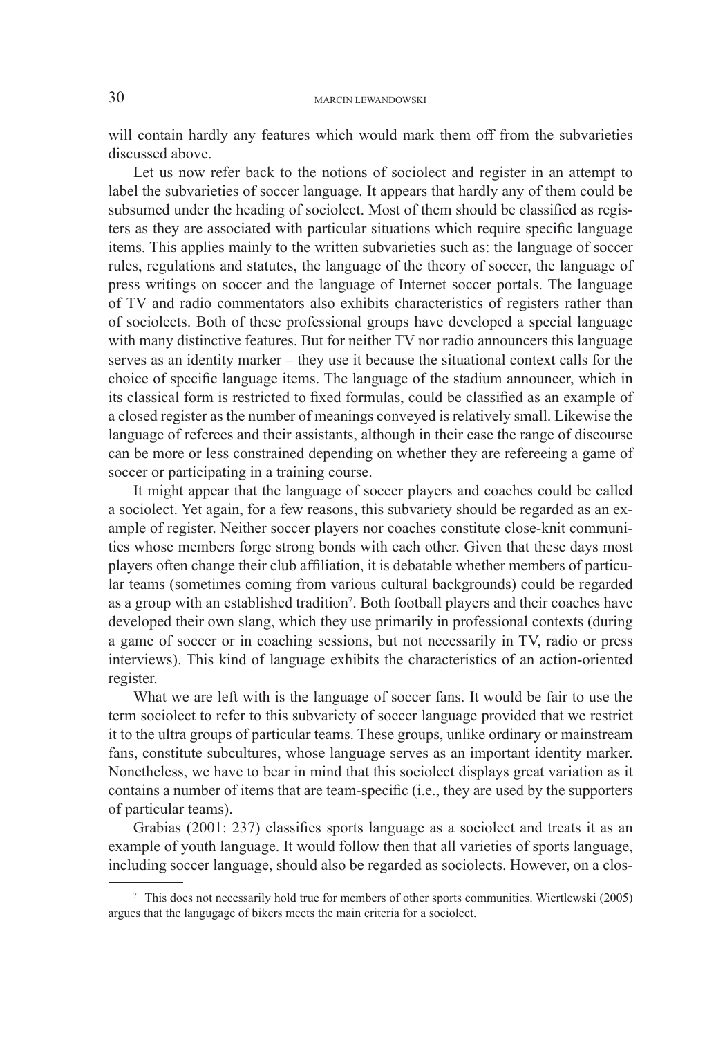will contain hardly any features which would mark them off from the subvarieties discussed above.

Let us now refer back to the notions of sociolect and register in an attempt to label the subvarieties of soccer language. It appears that hardly any of them could be subsumed under the heading of sociolect. Most of them should be classified as registers as they are associated with particular situations which require specific language items. This applies mainly to the written subvarieties such as: the language of soccer rules, regulations and statutes, the language of the theory of soccer, the language of press writings on soccer and the language of Internet soccer portals. The language of TV and radio commentators also exhibits characteristics of registers rather than of sociolects. Both of these professional groups have developed a special language with many distinctive features. But for neither TV nor radio announcers this language serves as an identity marker – they use it because the situational context calls for the choice of specific language items. The language of the stadium announcer, which in its classical form is restricted to fixed formulas, could be classified as an example of a closed register as the number of meanings conveyed is relatively small. Likewise the language of referees and their assistants, although in their case the range of discourse can be more or less constrained depending on whether they are refereeing a game of soccer or participating in a training course.

It might appear that the language of soccer players and coaches could be called a sociolect. Yet again, for a few reasons, this subvariety should be regarded as an example of register. Neither soccer players nor coaches constitute close-knit communities whose members forge strong bonds with each other. Given that these days most players often change their club affiliation, it is debatable whether members of particular teams (sometimes coming from various cultural backgrounds) could be regarded as a group with an established tradition[7]. Both football players and their coaches have developed their own slang, which they use primarily in professional contexts (during a game of soccer or in coaching sessions, but not necessarily in TV, radio or press interviews). This kind of language exhibits the characteristics of an action-oriented register.

What we are left with is the language of soccer fans. It would be fair to use the term sociolect to refer to this subvariety of soccer language provided that we restrict it to the ultra groups of particular teams. These groups, unlike ordinary or mainstream fans, constitute subcultures, whose language serves as an important identity marker. Nonetheless, we have to bear in mind that this sociolect displays great variation as it contains a number of items that are team-specific (i.e., they are used by the supporters of particular teams).

Grabias (2001: 237) classifies sports language as a sociolect and treats it as an example of youth language. It would follow then that all varieties of sports language, including soccer language, should also be regarded as sociolects. However, on a clos-

---

[7] This does not necessarily hold true for members of other sports communities. Wiertlewski (2005) argues that the langugage of bikers meets the main criteria for a sociolect.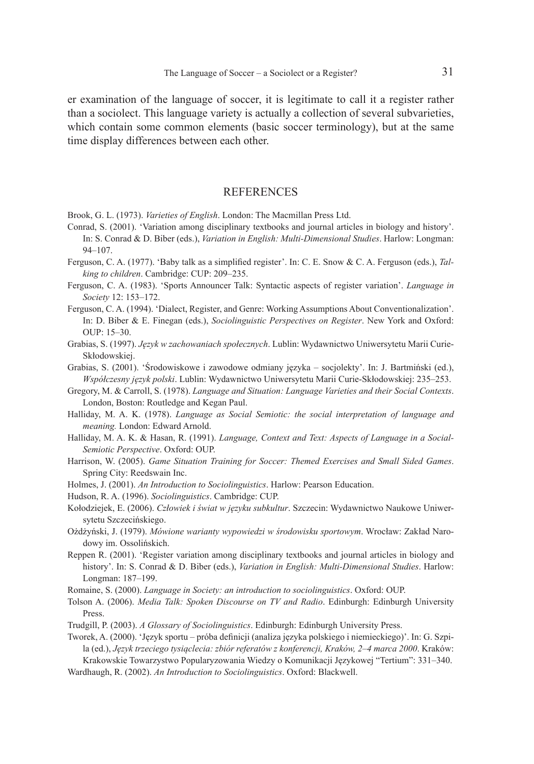er examination of the language of soccer, it is legitimate to call it a register rather than a sociolect. This language variety is actually a collection of several subvarieties, which contain some common elements (basic soccer terminology), but at the same time display differences between each other.

## REFERENCES

Brook, G. L. (1973). *Varieties of English*. London: The Macmillan Press Ltd.

Conrad, S. (2001). 'Variation among disciplinary textbooks and journal articles in biology and history'. In: S. Conrad & D. Biber (eds.), *Variation in English: Multi-Dimensional Studies*. Harlow: Longman: 94–107.

Ferguson, C. A. (1977). 'Baby talk as a simplified register'. In: C. E. Snow & C. A. Ferguson (eds.), *Talking to children*. Cambridge: CUP: 209–235.

Ferguson, C. A. (1983). 'Sports Announcer Talk: Syntactic aspects of register variation'. *Language in Society* 12: 153–172.

Ferguson, C. A. (1994). 'Dialect, Register, and Genre: Working Assumptions About Conventionalization'. In: D. Biber & E. Finegan (eds.), *Sociolinguistic Perspectives on Register*. New York and Oxford: OUP: 15–30.

Grabias, S. (1997). *Język w zachowaniach społecznych*. Lublin: Wydawnictwo Uniwersytetu Marii Curie-Skłodowskiej.

Grabias, S. (2001). 'Środowiskowe i zawodowe odmiany języka – socjolekty'. In: J. Bartmiński (ed.), *Współczesny język polski*. Lublin: Wydawnictwo Uniwersytetu Marii Curie-Skłodowskiej: 235–253.

Gregory, M. & Carroll, S. (1978). *Language and Situation: Language Varieties and their Social Contexts*. London, Boston: Routledge and Kegan Paul.

Halliday, M. A. K. (1978). *Language as Social Semiotic: the social interpretation of language and meaning.* London: Edward Arnold.

Halliday, M. A. K. & Hasan, R. (1991). *Language, Context and Text: Aspects of Language in a Social-Semiotic Perspective*. Oxford: OUP.

Harrison, W. (2005). *Game Situation Training for Soccer: Themed Exercises and Small Sided Games*. Spring City: Reedswain Inc.

Holmes, J. (2001). *An Introduction to Sociolinguistics*. Harlow: Pearson Education.

Hudson, R. A. (1996). *Sociolinguistics*. Cambridge: CUP.

Kołodziejek, E. (2006). *Człowiek i świat w języku subkultur*. Szczecin: Wydawnictwo Naukowe Uniwersytetu Szczecińskiego.

Ożdżyński, J. (1979). *Mówione warianty wypowiedzi w środowisku sportowym*. Wrocław: Zakład Narodowy im. Ossolińskich.

Reppen R. (2001). 'Register variation among disciplinary textbooks and journal articles in biology and history'. In: S. Conrad & D. Biber (eds.), *Variation in English: Multi-Dimensional Studies*. Harlow: Longman: 187–199.

Romaine, S. (2000). *Language in Society: an introduction to sociolinguistics*. Oxford: OUP.

Tolson A. (2006). *Media Talk: Spoken Discourse on TV and Radio*. Edinburgh: Edinburgh University Press.

Trudgill, P. (2003). *A Glossary of Sociolinguistics*. Edinburgh: Edinburgh University Press.

Tworek, A. (2000). 'Język sportu – próba definicji (analiza języka polskiego i niemieckiego)'. In: G. Szpila (ed.), *Język trzeciego tysiąclecia: zbiór referatów z konferencji, Kraków, 2–4 marca 2000*. Kraków: Krakowskie Towarzystwo Popularyzowania Wiedzy o Komunikacji Językowej "Tertium": 331–340.

Wardhaugh, R. (2002). *An Introduction to Sociolinguistics*. Oxford: Blackwell.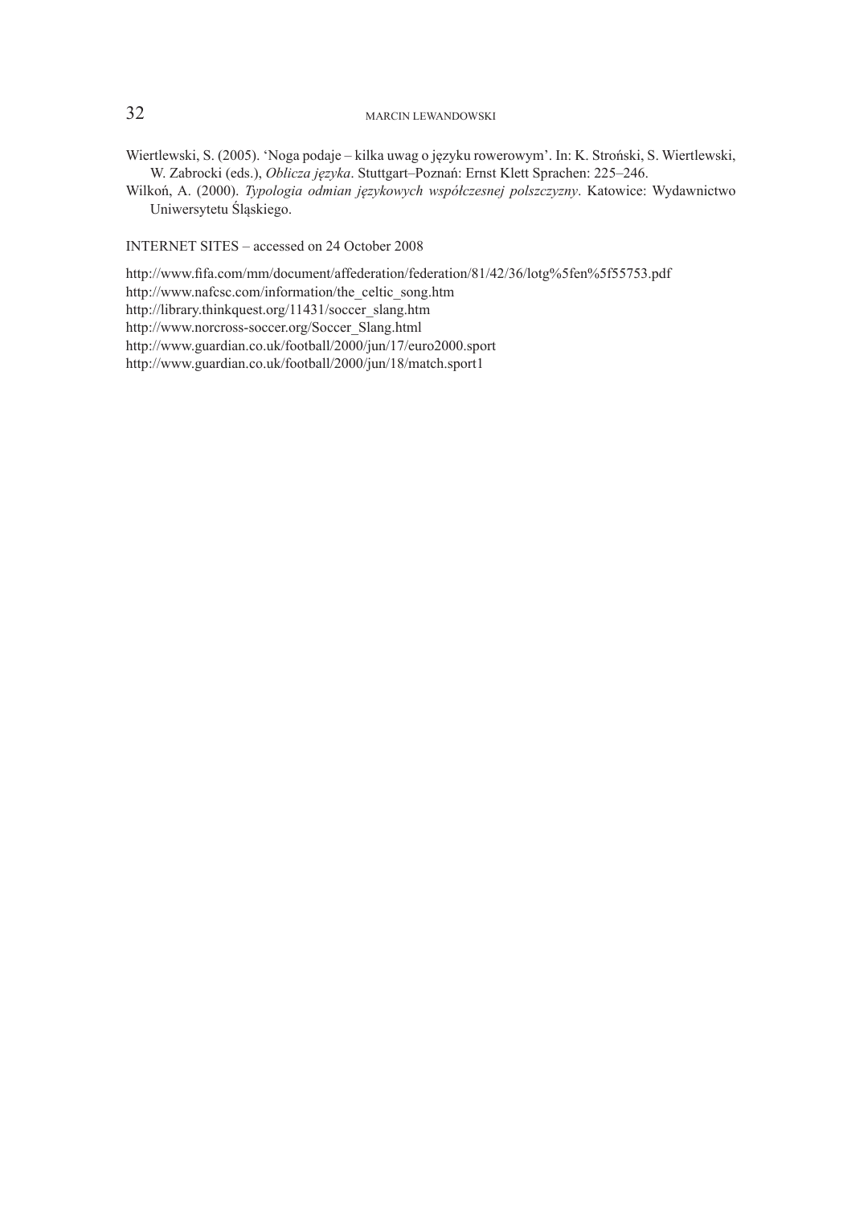Wiertlewski, S. (2005). 'Noga podaje – kilka uwag o języku rowerowym'. In: K. Stroński, S. Wiertlewski, W. Zabrocki (eds.), *Oblicza języka*. Stuttgart–Poznań: Ernst Klett Sprachen: 225–246.

Wilkoń, A. (2000). *Typologia odmian językowych współczesnej polszczyzny*. Katowice: Wydawnictwo Uniwersytetu Śląskiego.

INTERNET SITES – accessed on 24 October 2008

http://www.fifa.com/mm/document/affederation/federation/81/42/36/lotg%5fen%5f55753.pdf
http://www.nafcsc.com/information/the_celtic_song.htm
http://library.thinkquest.org/11431/soccer_slang.htm
http://www.norcross-soccer.org/Soccer_Slang.html
http://www.guardian.co.uk/football/2000/jun/17/euro2000.sport
http://www.guardian.co.uk/football/2000/jun/18/match.sport1